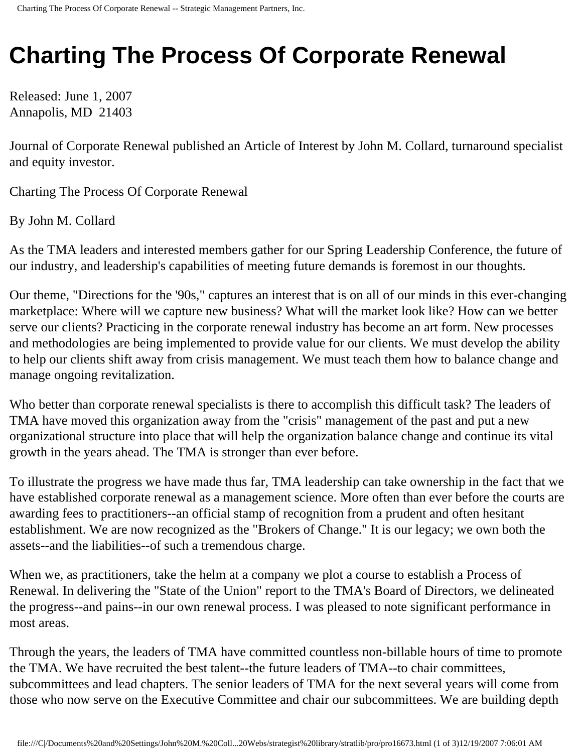# Charting The Process Of Corporate Renewal

Released: June 1, 2007
Annapolis, MD 21403

Journal of Corporate Renewal published an Article of Interest by John M. Collard, turnaround specialist and equity investor.

Charting The Process Of Corporate Renewal

By John M. Collard

As the TMA leaders and interested members gather for our Spring Leadership Conference, the future of our industry, and leadership's capabilities of meeting future demands is foremost in our thoughts.

Our theme, "Directions for the '90s," captures an interest that is on all of our minds in this ever-changing marketplace: Where will we capture new business? What will the market look like? How can we better serve our clients? Practicing in the corporate renewal industry has become an art form. New processes and methodologies are being implemented to provide value for our clients. We must develop the ability to help our clients shift away from crisis management. We must teach them how to balance change and manage ongoing revitalization.

Who better than corporate renewal specialists is there to accomplish this difficult task? The leaders of TMA have moved this organization away from the "crisis" management of the past and put a new organizational structure into place that will help the organization balance change and continue its vital growth in the years ahead. The TMA is stronger than ever before.

To illustrate the progress we have made thus far, TMA leadership can take ownership in the fact that we have established corporate renewal as a management science. More often than ever before the courts are awarding fees to practitioners--an official stamp of recognition from a prudent and often hesitant establishment. We are now recognized as the "Brokers of Change." It is our legacy; we own both the assets--and the liabilities--of such a tremendous charge.

When we, as practitioners, take the helm at a company we plot a course to establish a Process of Renewal. In delivering the "State of the Union" report to the TMA's Board of Directors, we delineated the progress--and pains--in our own renewal process. I was pleased to note significant performance in most areas.

Through the years, the leaders of TMA have committed countless non-billable hours of time to promote the TMA. We have recruited the best talent--the future leaders of TMA--to chair committees, subcommittees and lead chapters. The senior leaders of TMA for the next several years will come from those who now serve on the Executive Committee and chair our subcommittees. We are building depth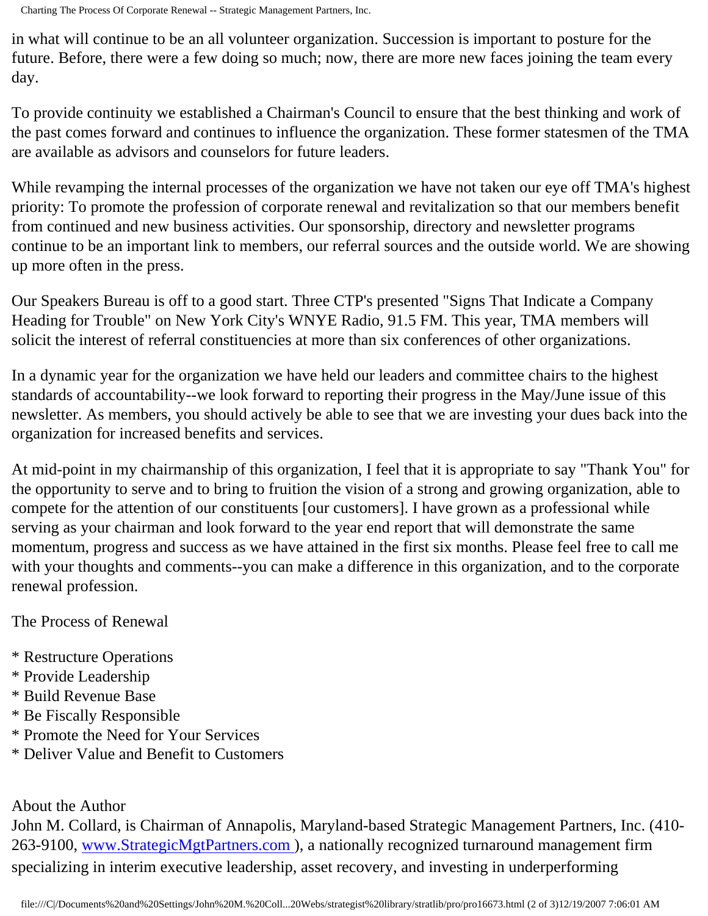in what will continue to be an all volunteer organization. Succession is important to posture for the future. Before, there were a few doing so much; now, there are more new faces joining the team every day.

To provide continuity we established a Chairman's Council to ensure that the best thinking and work of the past comes forward and continues to influence the organization. These former statesmen of the TMA are available as advisors and counselors for future leaders.

While revamping the internal processes of the organization we have not taken our eye off TMA's highest priority: To promote the profession of corporate renewal and revitalization so that our members benefit from continued and new business activities. Our sponsorship, directory and newsletter programs continue to be an important link to members, our referral sources and the outside world. We are showing up more often in the press.

Our Speakers Bureau is off to a good start. Three CTP's presented "Signs That Indicate a Company Heading for Trouble" on New York City's WNYE Radio, 91.5 FM. This year, TMA members will solicit the interest of referral constituencies at more than six conferences of other organizations.

In a dynamic year for the organization we have held our leaders and committee chairs to the highest standards of accountability--we look forward to reporting their progress in the May/June issue of this newsletter. As members, you should actively be able to see that we are investing your dues back into the organization for increased benefits and services.

At mid-point in my chairmanship of this organization, I feel that it is appropriate to say "Thank You" for the opportunity to serve and to bring to fruition the vision of a strong and growing organization, able to compete for the attention of our constituents [our customers]. I have grown as a professional while serving as your chairman and look forward to the year end report that will demonstrate the same momentum, progress and success as we have attained in the first six months. Please feel free to call me with your thoughts and comments--you can make a difference in this organization, and to the corporate renewal profession.

The Process of Renewal

* Restructure Operations
* Provide Leadership
* Build Revenue Base
* Be Fiscally Responsible
* Promote the Need for Your Services
* Deliver Value and Benefit to Customers

About the Author
John M. Collard, is Chairman of Annapolis, Maryland-based Strategic Management Partners, Inc. (410-263-9100, [www.StrategicMgtPartners.com](http://www.StrategicMgtPartners.com) ), a nationally recognized turnaround management firm specializing in interim executive leadership, asset recovery, and investing in underperforming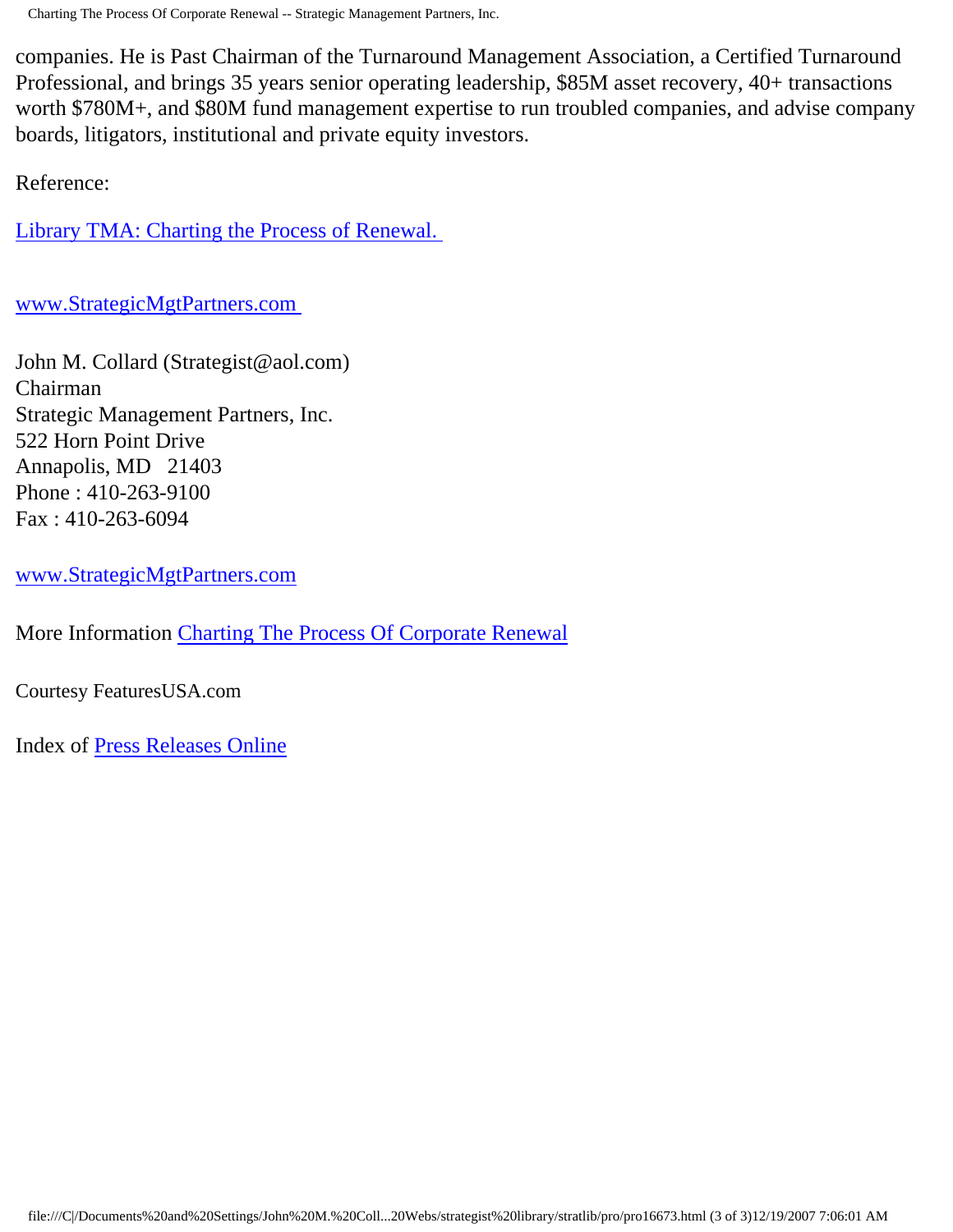companies. He is Past Chairman of the Turnaround Management Association, a Certified Turnaround Professional, and brings 35 years senior operating leadership, $85M asset recovery, 40+ transactions worth $780M+, and $80M fund management expertise to run troubled companies, and advise company boards, litigators, institutional and private equity investors.

Reference:

Library TMA: Charting the Process of Renewal.

www.StrategicMgtPartners.com

John M. Collard (Strategist@aol.com)
Chairman
Strategic Management Partners, Inc.
522 Horn Point Drive
Annapolis, MD 21403
Phone : 410-263-9100
Fax : 410-263-6094

www.StrategicMgtPartners.com

More Information Charting The Process Of Corporate Renewal

Courtesy FeaturesUSA.com

Index of Press Releases Online